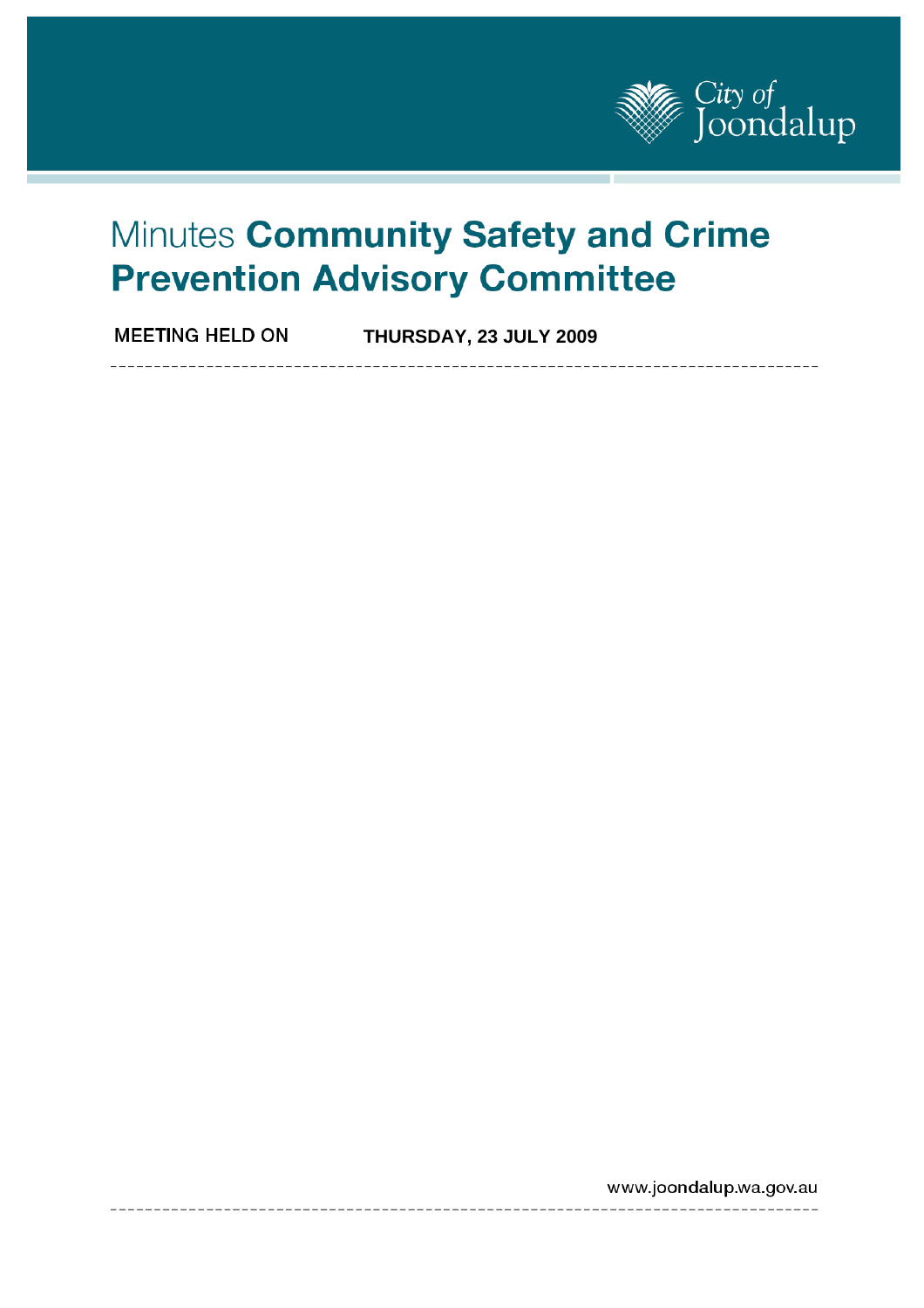City of Joondalup

# Minutes **Community Safety and Crime Prevention Advisory Committee**

**MEETING HELD ON** **THURSDAY, 23 JULY 2009**

www.joondalup.wa.gov.au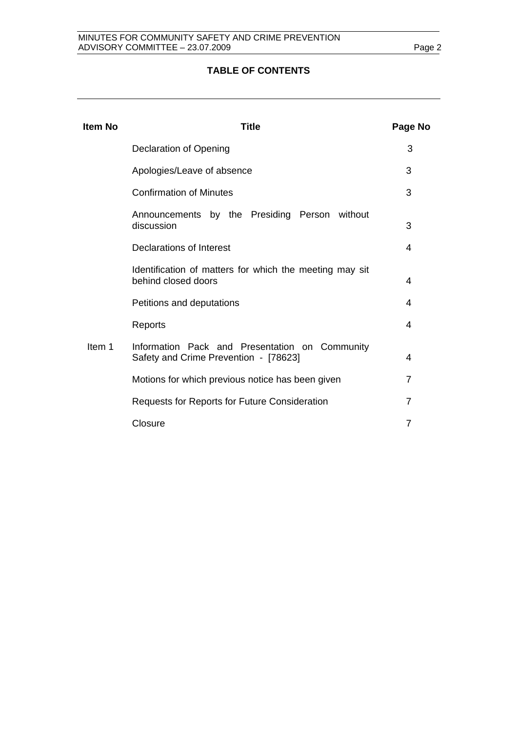## TABLE OF CONTENTS

| Item No | Title | Page No |
|---|---|---|
| | Declaration of Opening | 3 |
| | Apologies/Leave of absence | 3 |
| | Confirmation of Minutes | 3 |
| | Announcements by the Presiding Person without discussion | 3 |
| | Declarations of Interest | 4 |
| | Identification of matters for which the meeting may sit behind closed doors | 4 |
| | Petitions and deputations | 4 |
| | Reports | 4 |
| Item 1 | Information Pack and Presentation on Community Safety and Crime Prevention - [78623] | 4 |
| | Motions for which previous notice has been given | 7 |
| | Requests for Reports for Future Consideration | 7 |
| | Closure | 7 |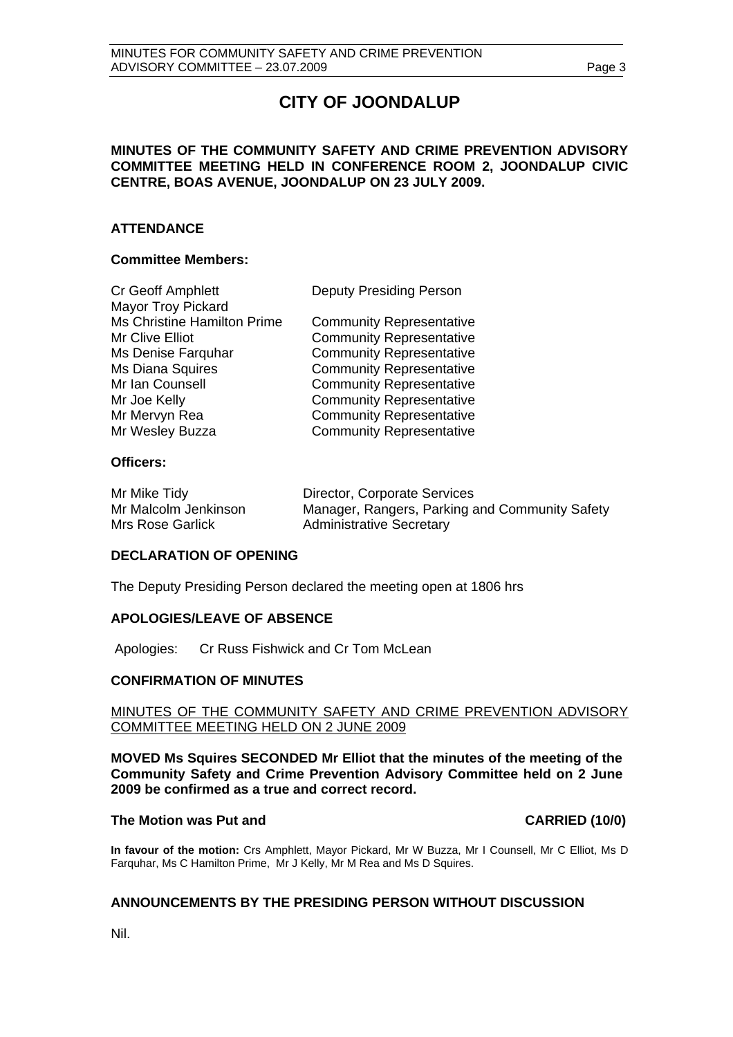# CITY OF JOONDALUP

**MINUTES OF THE COMMUNITY SAFETY AND CRIME PREVENTION ADVISORY COMMITTEE MEETING HELD IN CONFERENCE ROOM 2, JOONDALUP CIVIC CENTRE, BOAS AVENUE, JOONDALUP ON 23 JULY 2009.**

## ATTENDANCE

### Committee Members:

| | |
|---|---|
| Cr Geoff Amphlett | Deputy Presiding Person |
| Mayor Troy Pickard | |
| Ms Christine Hamilton Prime | Community Representative |
| Mr Clive Elliot | Community Representative |
| Ms Denise Farquhar | Community Representative |
| Ms Diana Squires | Community Representative |
| Mr Ian Counsell | Community Representative |
| Mr Joe Kelly | Community Representative |
| Mr Mervyn Rea | Community Representative |
| Mr Wesley Buzza | Community Representative |

### Officers:

| | |
|---|---|
| Mr Mike Tidy | Director, Corporate Services |
| Mr Malcolm Jenkinson | Manager, Rangers, Parking and Community Safety |
| Mrs Rose Garlick | Administrative Secretary |

## DECLARATION OF OPENING

The Deputy Presiding Person declared the meeting open at 1806 hrs

## APOLOGIES/LEAVE OF ABSENCE

Apologies: Cr Russ Fishwick and Cr Tom McLean

## CONFIRMATION OF MINUTES

MINUTES OF THE COMMUNITY SAFETY AND CRIME PREVENTION ADVISORY COMMITTEE MEETING HELD ON 2 JUNE 2009

**MOVED Ms Squires SECONDED Mr Elliot that the minutes of the meeting of the Community Safety and Crime Prevention Advisory Committee held on 2 June 2009 be confirmed as a true and correct record.**

**The Motion was Put and CARRIED (10/0)**

**In favour of the motion:** Crs Amphlett, Mayor Pickard, Mr W Buzza, Mr I Counsell, Mr C Elliot, Ms D Farquhar, Ms C Hamilton Prime, Mr J Kelly, Mr M Rea and Ms D Squires.

## ANNOUNCEMENTS BY THE PRESIDING PERSON WITHOUT DISCUSSION

Nil.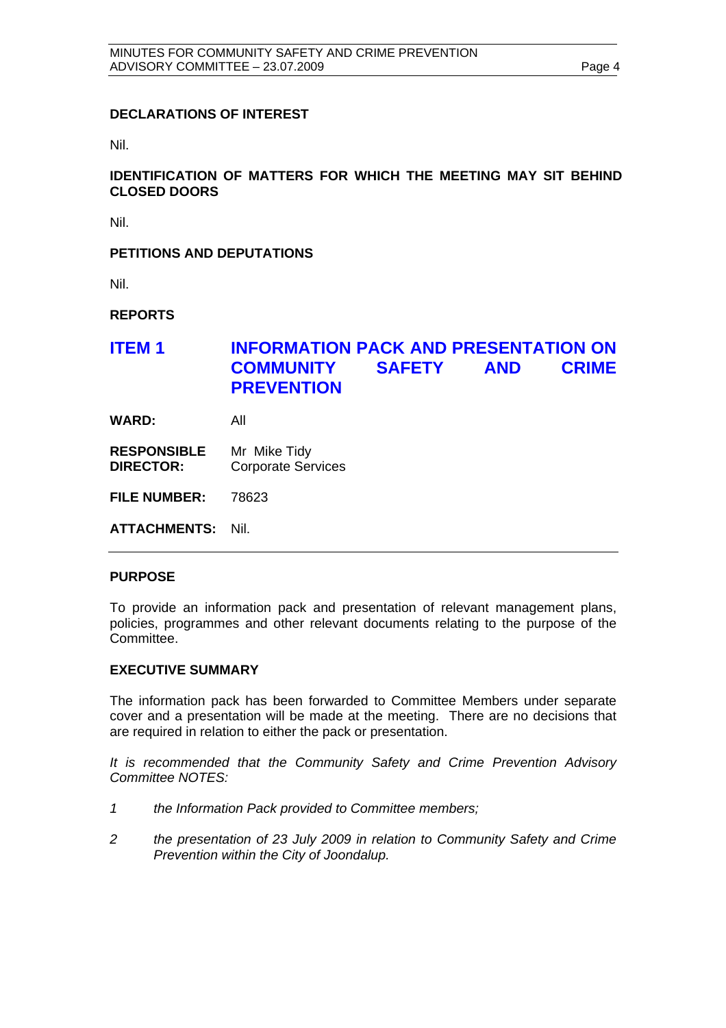**DECLARATIONS OF INTEREST**

Nil.

**IDENTIFICATION OF MATTERS FOR WHICH THE MEETING MAY SIT BEHIND CLOSED DOORS**

Nil.

**PETITIONS AND DEPUTATIONS**

Nil.

**REPORTS**

## ITEM 1 INFORMATION PACK AND PRESENTATION ON COMMUNITY SAFETY AND CRIME PREVENTION

**WARD:** All

**RESPONSIBLE DIRECTOR:** Mr Mike Tidy
Corporate Services

**FILE NUMBER:** 78623

**ATTACHMENTS:** Nil.

**PURPOSE**

To provide an information pack and presentation of relevant management plans, policies, programmes and other relevant documents relating to the purpose of the Committee.

**EXECUTIVE SUMMARY**

The information pack has been forwarded to Committee Members under separate cover and a presentation will be made at the meeting. There are no decisions that are required in relation to either the pack or presentation.

*It is recommended that the Community Safety and Crime Prevention Advisory Committee NOTES:*

1. *the Information Pack provided to Committee members;*
2. *the presentation of 23 July 2009 in relation to Community Safety and Crime Prevention within the City of Joondalup.*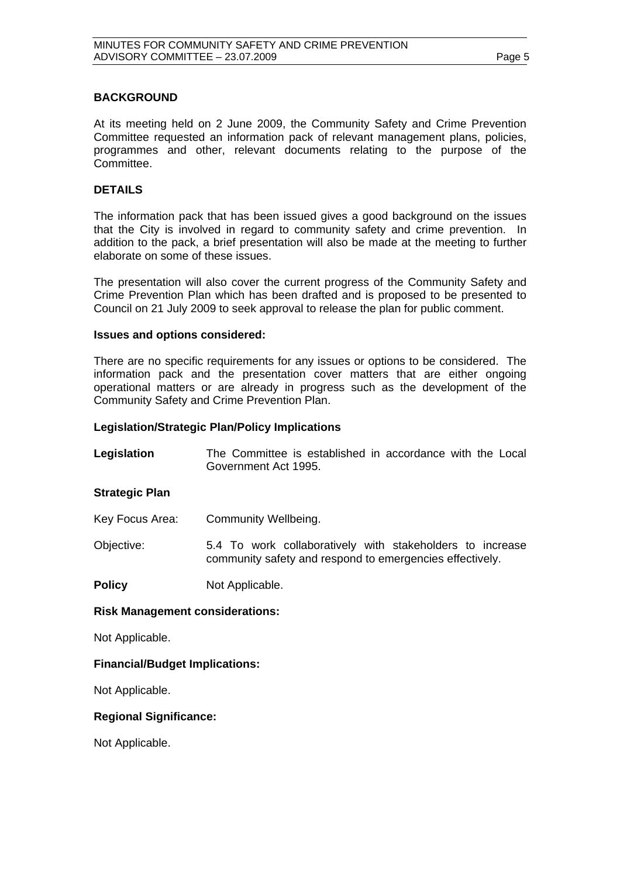**BACKGROUND**

At its meeting held on 2 June 2009, the Community Safety and Crime Prevention Committee requested an information pack of relevant management plans, policies, programmes and other, relevant documents relating to the purpose of the Committee.

**DETAILS**

The information pack that has been issued gives a good background on the issues that the City is involved in regard to community safety and crime prevention. In addition to the pack, a brief presentation will also be made at the meeting to further elaborate on some of these issues.

The presentation will also cover the current progress of the Community Safety and Crime Prevention Plan which has been drafted and is proposed to be presented to Council on 21 July 2009 to seek approval to release the plan for public comment.

**Issues and options considered:**

There are no specific requirements for any issues or options to be considered. The information pack and the presentation cover matters that are either ongoing operational matters or are already in progress such as the development of the Community Safety and Crime Prevention Plan.

**Legislation/Strategic Plan/Policy Implications**

**Legislation** The Committee is established in accordance with the Local Government Act 1995.

**Strategic Plan**

Key Focus Area: Community Wellbeing.

Objective: 5.4 To work collaboratively with stakeholders to increase community safety and respond to emergencies effectively.

**Policy** Not Applicable.

**Risk Management considerations:**

Not Applicable.

**Financial/Budget Implications:**

Not Applicable.

**Regional Significance:**

Not Applicable.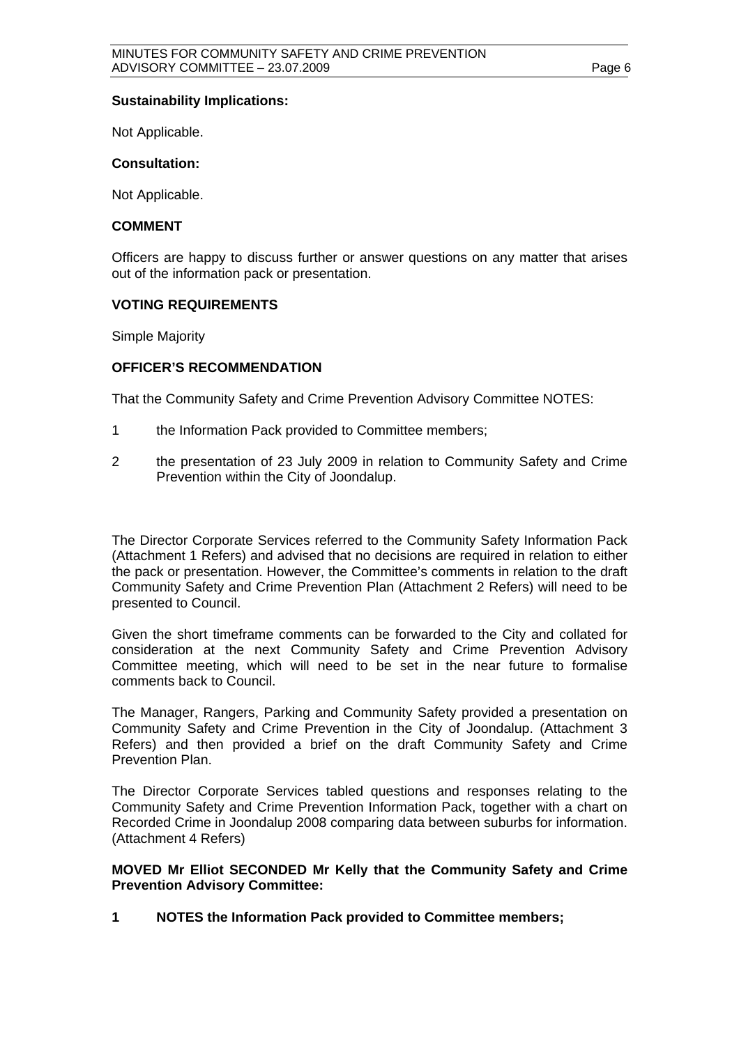**Sustainability Implications:**

Not Applicable.

**Consultation:**

Not Applicable.

**COMMENT**

Officers are happy to discuss further or answer questions on any matter that arises out of the information pack or presentation.

**VOTING REQUIREMENTS**

Simple Majority

**OFFICER'S RECOMMENDATION**

That the Community Safety and Crime Prevention Advisory Committee NOTES:

1 the Information Pack provided to Committee members;

2 the presentation of 23 July 2009 in relation to Community Safety and Crime Prevention within the City of Joondalup.

The Director Corporate Services referred to the Community Safety Information Pack (Attachment 1 Refers) and advised that no decisions are required in relation to either the pack or presentation. However, the Committee's comments in relation to the draft Community Safety and Crime Prevention Plan (Attachment 2 Refers) will need to be presented to Council.

Given the short timeframe comments can be forwarded to the City and collated for consideration at the next Community Safety and Crime Prevention Advisory Committee meeting, which will need to be set in the near future to formalise comments back to Council.

The Manager, Rangers, Parking and Community Safety provided a presentation on Community Safety and Crime Prevention in the City of Joondalup. (Attachment 3 Refers) and then provided a brief on the draft Community Safety and Crime Prevention Plan.

The Director Corporate Services tabled questions and responses relating to the Community Safety and Crime Prevention Information Pack, together with a chart on Recorded Crime in Joondalup 2008 comparing data between suburbs for information. (Attachment 4 Refers)

**MOVED Mr Elliot SECONDED Mr Kelly that the Community Safety and Crime Prevention Advisory Committee:**

**1 NOTES the Information Pack provided to Committee members;**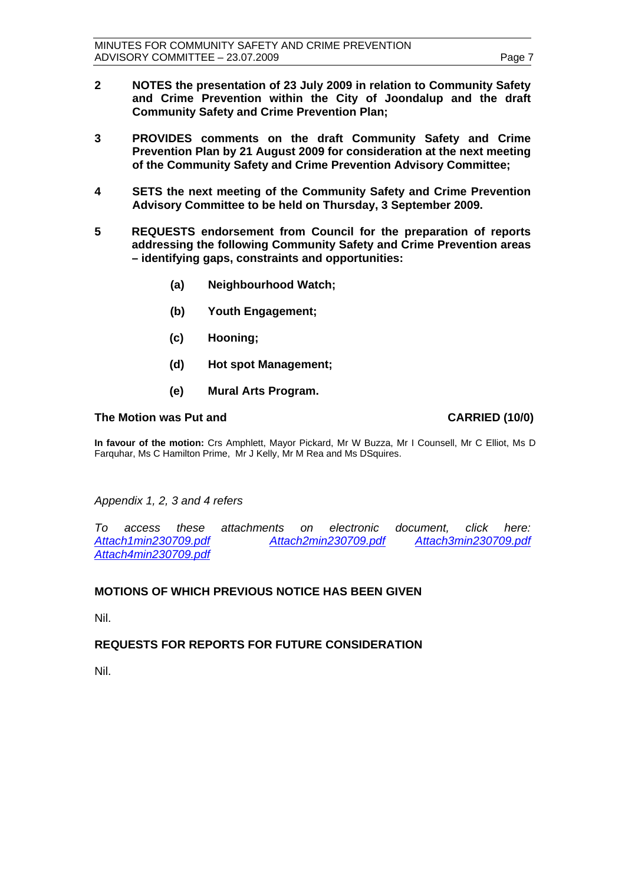**2 NOTES the presentation of 23 July 2009 in relation to Community Safety and Crime Prevention within the City of Joondalup and the draft Community Safety and Crime Prevention Plan;**

**3 PROVIDES comments on the draft Community Safety and Crime Prevention Plan by 21 August 2009 for consideration at the next meeting of the Community Safety and Crime Prevention Advisory Committee;**

**4 SETS the next meeting of the Community Safety and Crime Prevention Advisory Committee to be held on Thursday, 3 September 2009.**

**5 REQUESTS endorsement from Council for the preparation of reports addressing the following Community Safety and Crime Prevention areas – identifying gaps, constraints and opportunities:**

- **(a) Neighbourhood Watch;**
- **(b) Youth Engagement;**
- **(c) Hooning;**
- **(d) Hot spot Management;**
- **(e) Mural Arts Program.**

**The Motion was Put and CARRIED (10/0)**

**In favour of the motion:** Crs Amphlett, Mayor Pickard, Mr W Buzza, Mr I Counsell, Mr C Elliot, Ms D Farquhar, Ms C Hamilton Prime, Mr J Kelly, Mr M Rea and Ms DSquires.

*Appendix 1, 2, 3 and 4 refers*

*To access these attachments on electronic document, click here: Attach1min230709.pdf Attach2min230709.pdf Attach3min230709.pdf Attach4min230709.pdf*

## MOTIONS OF WHICH PREVIOUS NOTICE HAS BEEN GIVEN

Nil.

## REQUESTS FOR REPORTS FOR FUTURE CONSIDERATION

Nil.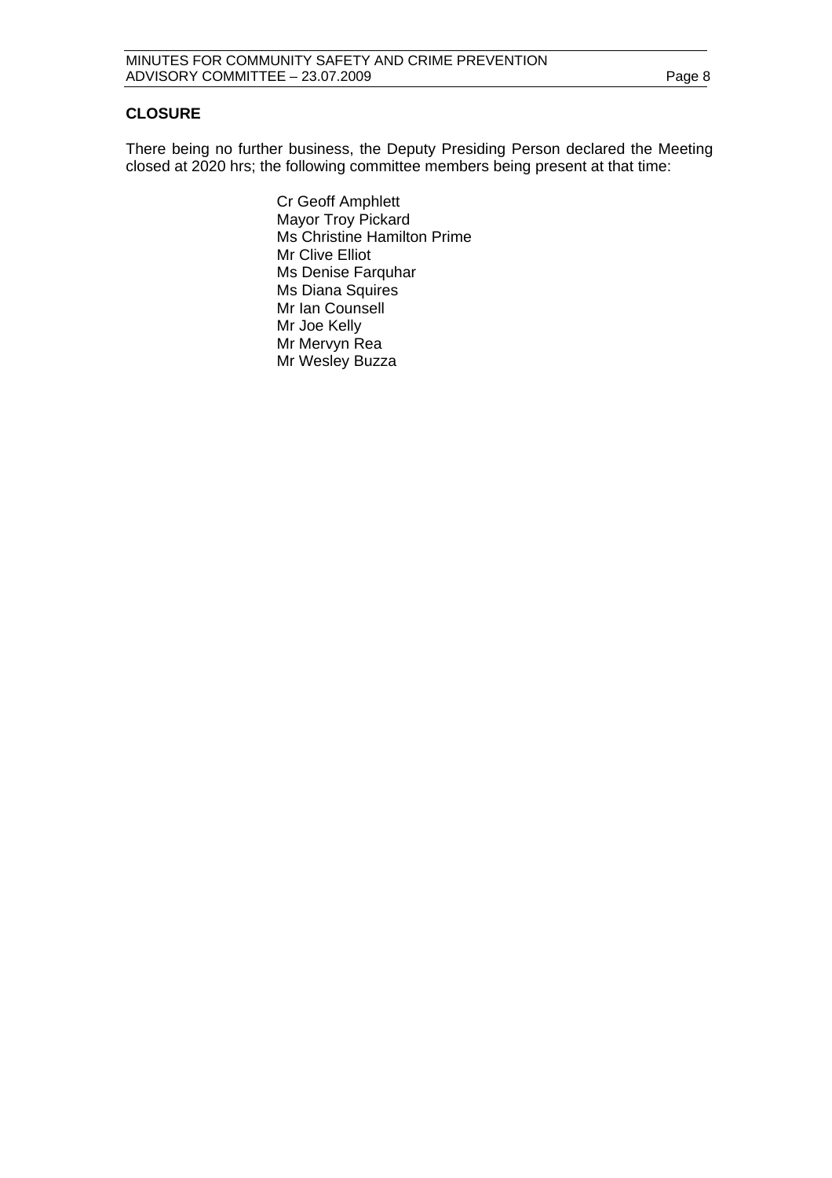## CLOSURE

There being no further business, the Deputy Presiding Person declared the Meeting closed at 2020 hrs; the following committee members being present at that time:

Cr Geoff Amphlett
Mayor Troy Pickard
Ms Christine Hamilton Prime
Mr Clive Elliot
Ms Denise Farquhar
Ms Diana Squires
Mr Ian Counsell
Mr Joe Kelly
Mr Mervyn Rea
Mr Wesley Buzza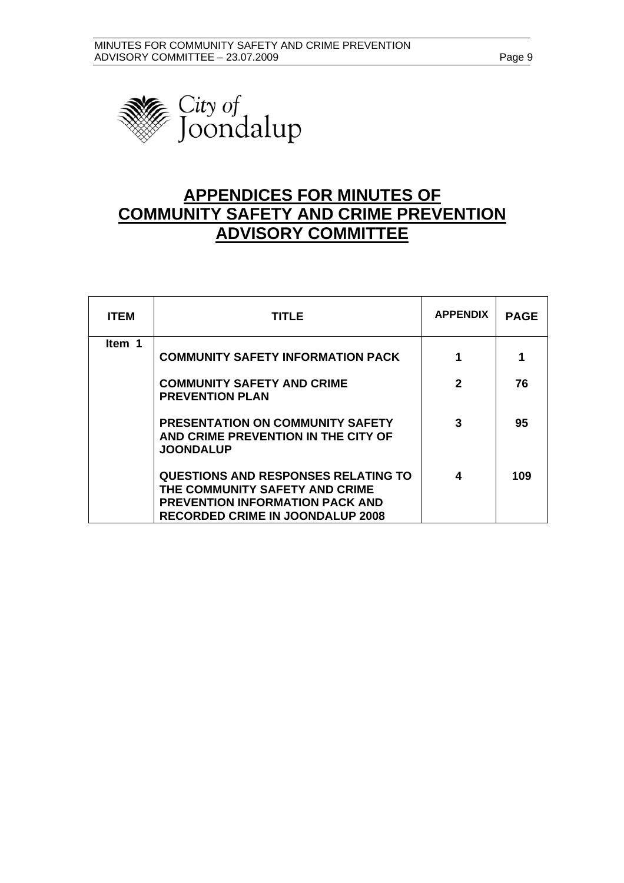City of Joondalup

# APPENDICES FOR MINUTES OF COMMUNITY SAFETY AND CRIME PREVENTION ADVISORY COMMITTEE

| ITEM | TITLE | APPENDIX | PAGE |
|---|---|---|---|
| Item 1 | COMMUNITY SAFETY INFORMATION PACK | 1 | 1 |
| | COMMUNITY SAFETY AND CRIME PREVENTION PLAN | 2 | 76 |
| | PRESENTATION ON COMMUNITY SAFETY AND CRIME PREVENTION IN THE CITY OF JOONDALUP | 3 | 95 |
| | QUESTIONS AND RESPONSES RELATING TO THE COMMUNITY SAFETY AND CRIME PREVENTION INFORMATION PACK AND RECORDED CRIME IN JOONDALUP 2008 | 4 | 109 |